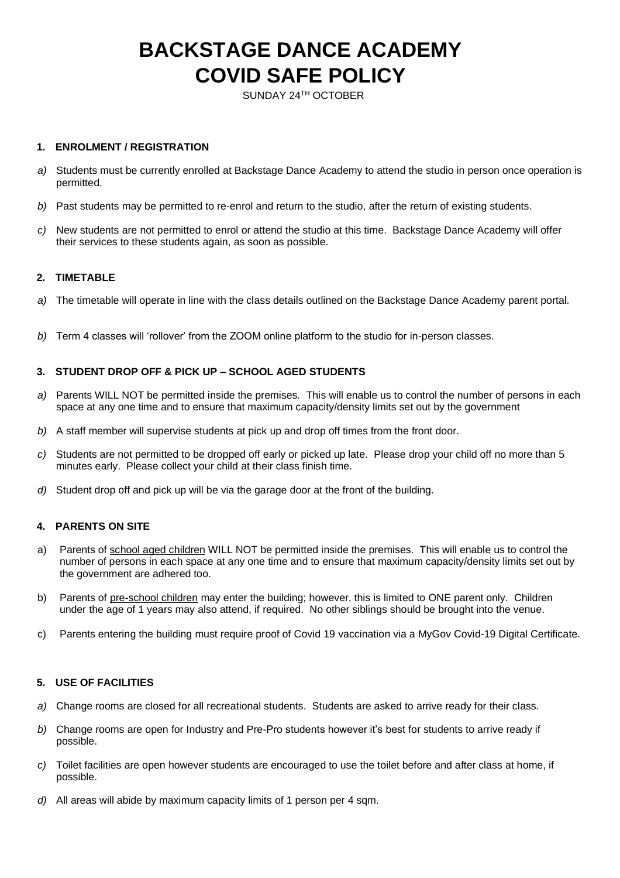# BACKSTAGE DANCE ACADEMY
# COVID SAFE POLICY

SUNDAY 24TH OCTOBER

### 1. ENROLMENT / REGISTRATION

*a)* Students must be currently enrolled at Backstage Dance Academy to attend the studio in person once operation is permitted.

*b)* Past students may be permitted to re-enrol and return to the studio, after the return of existing students.

*c)* New students are not permitted to enrol or attend the studio at this time. Backstage Dance Academy will offer their services to these students again, as soon as possible.

### 2. TIMETABLE

*a)* The timetable will operate in line with the class details outlined on the Backstage Dance Academy parent portal.

*b)* Term 4 classes will 'rollover' from the ZOOM online platform to the studio for in-person classes.

### 3. STUDENT DROP OFF & PICK UP – SCHOOL AGED STUDENTS

*a)* Parents WILL NOT be permitted inside the premises. This will enable us to control the number of persons in each space at any one time and to ensure that maximum capacity/density limits set out by the government

*b)* A staff member will supervise students at pick up and drop off times from the front door.

*c)* Students are not permitted to be dropped off early or picked up late. Please drop your child off no more than 5 minutes early. Please collect your child at their class finish time.

*d)* Student drop off and pick up will be via the garage door at the front of the building.

### 4. PARENTS ON SITE

a) Parents of <u>school aged children</u> WILL NOT be permitted inside the premises. This will enable us to control the number of persons in each space at any one time and to ensure that maximum capacity/density limits set out by the government are adhered too.

b) Parents of <u>pre-school children</u> may enter the building; however, this is limited to ONE parent only. Children under the age of 1 years may also attend, if required. No other siblings should be brought into the venue.

c) Parents entering the building must require proof of Covid 19 vaccination via a MyGov Covid-19 Digital Certificate.

### 5. USE OF FACILITIES

*a)* Change rooms are closed for all recreational students. Students are asked to arrive ready for their class.

*b)* Change rooms are open for Industry and Pre-Pro students however it's best for students to arrive ready if possible.

*c)* Toilet facilities are open however students are encouraged to use the toilet before and after class at home, if possible.

*d)* All areas will abide by maximum capacity limits of 1 person per 4 sqm.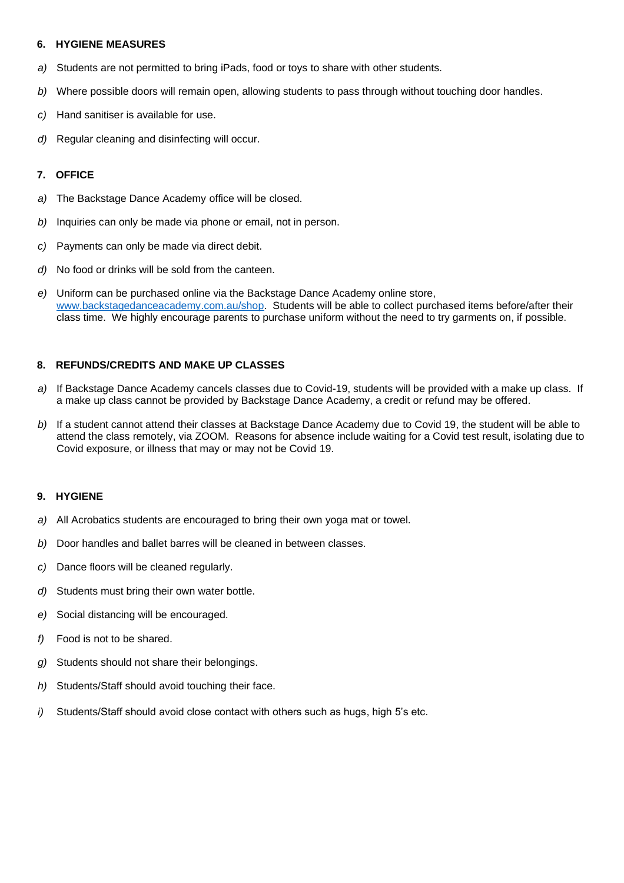#### 6. HYGIENE MEASURES

*a)* Students are not permitted to bring iPads, food or toys to share with other students.

*b)* Where possible doors will remain open, allowing students to pass through without touching door handles.

*c)* Hand sanitiser is available for use.

*d)* Regular cleaning and disinfecting will occur.

#### 7. OFFICE

*a)* The Backstage Dance Academy office will be closed.

*b)* Inquiries can only be made via phone or email, not in person.

*c)* Payments can only be made via direct debit.

*d)* No food or drinks will be sold from the canteen.

*e)* Uniform can be purchased online via the Backstage Dance Academy online store, [www.backstagedanceacademy.com.au/shop](http://www.backstagedanceacademy.com.au/shop). Students will be able to collect purchased items before/after their class time. We highly encourage parents to purchase uniform without the need to try garments on, if possible.

#### 8. REFUNDS/CREDITS AND MAKE UP CLASSES

*a)* If Backstage Dance Academy cancels classes due to Covid-19, students will be provided with a make up class. If a make up class cannot be provided by Backstage Dance Academy, a credit or refund may be offered.

*b)* If a student cannot attend their classes at Backstage Dance Academy due to Covid 19, the student will be able to attend the class remotely, via ZOOM. Reasons for absence include waiting for a Covid test result, isolating due to Covid exposure, or illness that may or may not be Covid 19.

#### 9. HYGIENE

*a)* All Acrobatics students are encouraged to bring their own yoga mat or towel.

*b)* Door handles and ballet barres will be cleaned in between classes.

*c)* Dance floors will be cleaned regularly.

*d)* Students must bring their own water bottle.

*e)* Social distancing will be encouraged.

*f)* Food is not to be shared.

*g)* Students should not share their belongings.

*h)* Students/Staff should avoid touching their face.

*i)* Students/Staff should avoid close contact with others such as hugs, high 5's etc.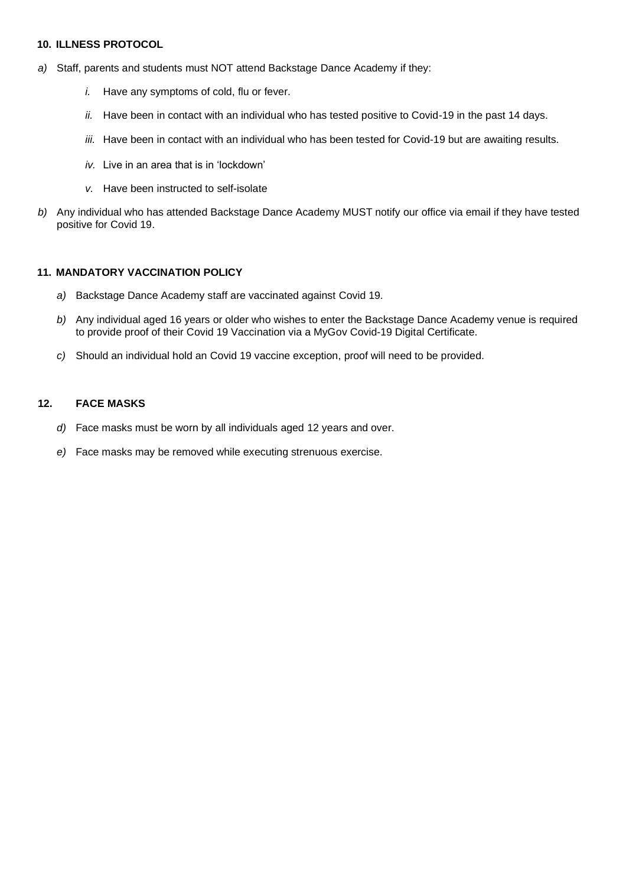### 10. ILLNESS PROTOCOL

*a)* Staff, parents and students must NOT attend Backstage Dance Academy if they:

- *i.* Have any symptoms of cold, flu or fever.
- *ii.* Have been in contact with an individual who has tested positive to Covid-19 in the past 14 days.
- *iii.* Have been in contact with an individual who has been tested for Covid-19 but are awaiting results.
- *iv.* Live in an area that is in 'lockdown'
- *v.* Have been instructed to self-isolate

*b)* Any individual who has attended Backstage Dance Academy MUST notify our office via email if they have tested positive for Covid 19.

### 11. MANDATORY VACCINATION POLICY

*a)* Backstage Dance Academy staff are vaccinated against Covid 19.

*b)* Any individual aged 16 years or older who wishes to enter the Backstage Dance Academy venue is required to provide proof of their Covid 19 Vaccination via a MyGov Covid-19 Digital Certificate.

*c)* Should an individual hold an Covid 19 vaccine exception, proof will need to be provided.

### 12. FACE MASKS

*d)* Face masks must be worn by all individuals aged 12 years and over.

*e)* Face masks may be removed while executing strenuous exercise.